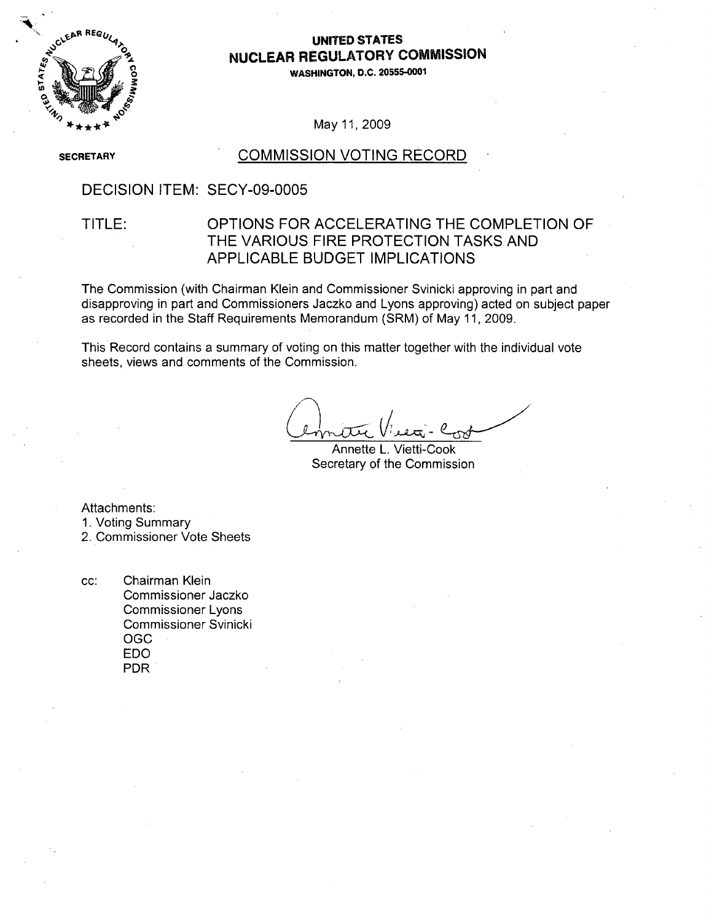**UNITED STATES**
**NUCLEAR REGULATORY COMMISSION**
**WASHINGTON, D.C. 20555-0001**

May 11, 2009

**SECRETARY**

# COMMISSION VOTING RECORD

DECISION ITEM: SECY-09-0005

TITLE: OPTIONS FOR ACCELERATING THE COMPLETION OF THE VARIOUS FIRE PROTECTION TASKS AND APPLICABLE BUDGET IMPLICATIONS

The Commission (with Chairman Klein and Commissioner Svinicki approving in part and disapproving in part and Commissioners Jaczko and Lyons approving) acted on subject paper as recorded in the Staff Requirements Memorandum (SRM) of May 11, 2009.

This Record contains a summary of voting on this matter together with the individual vote sheets, views and comments of the Commission.

Annette L. Vietti-Cook
Secretary of the Commission

Attachments:
1. Voting Summary
2. Commissioner Vote Sheets

cc: Chairman Klein
Commissioner Jaczko
Commissioner Lyons
Commissioner Svinicki
OGC
EDO
PDR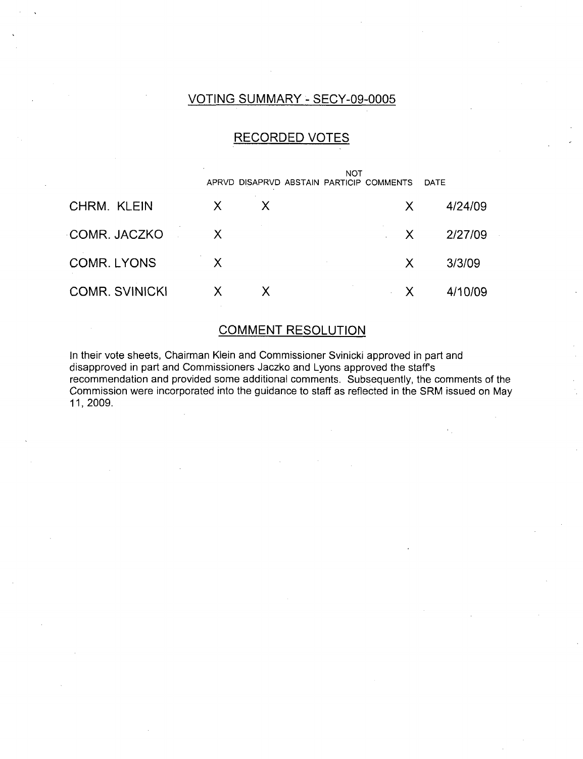## VOTING SUMMARY - SECY-09-0005

## RECORDED VOTES

| | APRVD | DISAPRVD | ABSTAIN | NOT PARTICIP | COMMENTS | DATE |
|---|---|---|---|---|---|---|
| CHRM. KLEIN | X | X | | | X | 4/24/09 |
| COMR. JACZKO | X | | | | X | 2/27/09 |
| COMR. LYONS | X | | | | X | 3/3/09 |
| COMR. SVINICKI | X | X | | | X | 4/10/09 |

## COMMENT RESOLUTION

In their vote sheets, Chairman Klein and Commissioner Svinicki approved in part and disapproved in part and Commissioners Jaczko and Lyons approved the staff's recommendation and provided some additional comments. Subsequently, the comments of the Commission were incorporated into the guidance to staff as reflected in the SRM issued on May 11, 2009.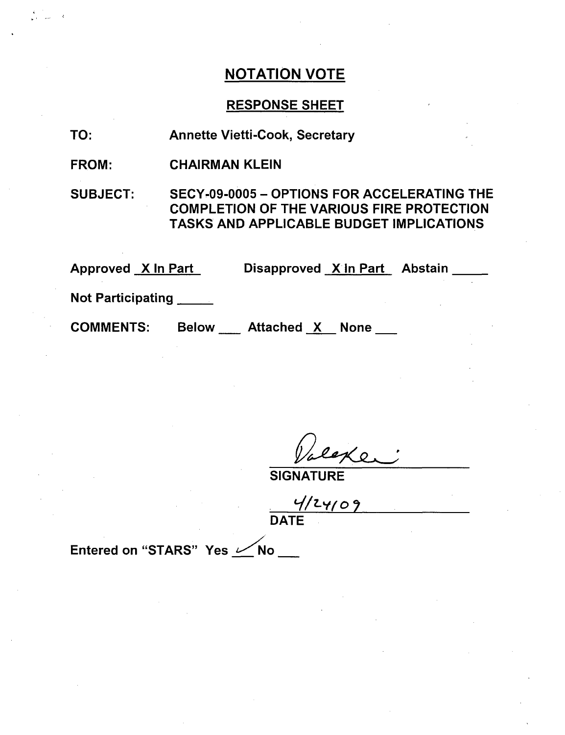## NOTATION VOTE

### RESPONSE SHEET

TO: Annette Vietti-Cook, Secretary

FROM: CHAIRMAN KLEIN

SUBJECT: SECY-09-0005 – OPTIONS FOR ACCELERATING THE COMPLETION OF THE VARIOUS FIRE PROTECTION TASKS AND APPLICABLE BUDGET IMPLICATIONS

Approved X In Part Disapproved X In Part Abstain ____

Not Participating ____

COMMENTS: Below ___ Attached X None ___

SIGNATURE

4/24/09

DATE

Entered on "STARS" Yes ✓ No ___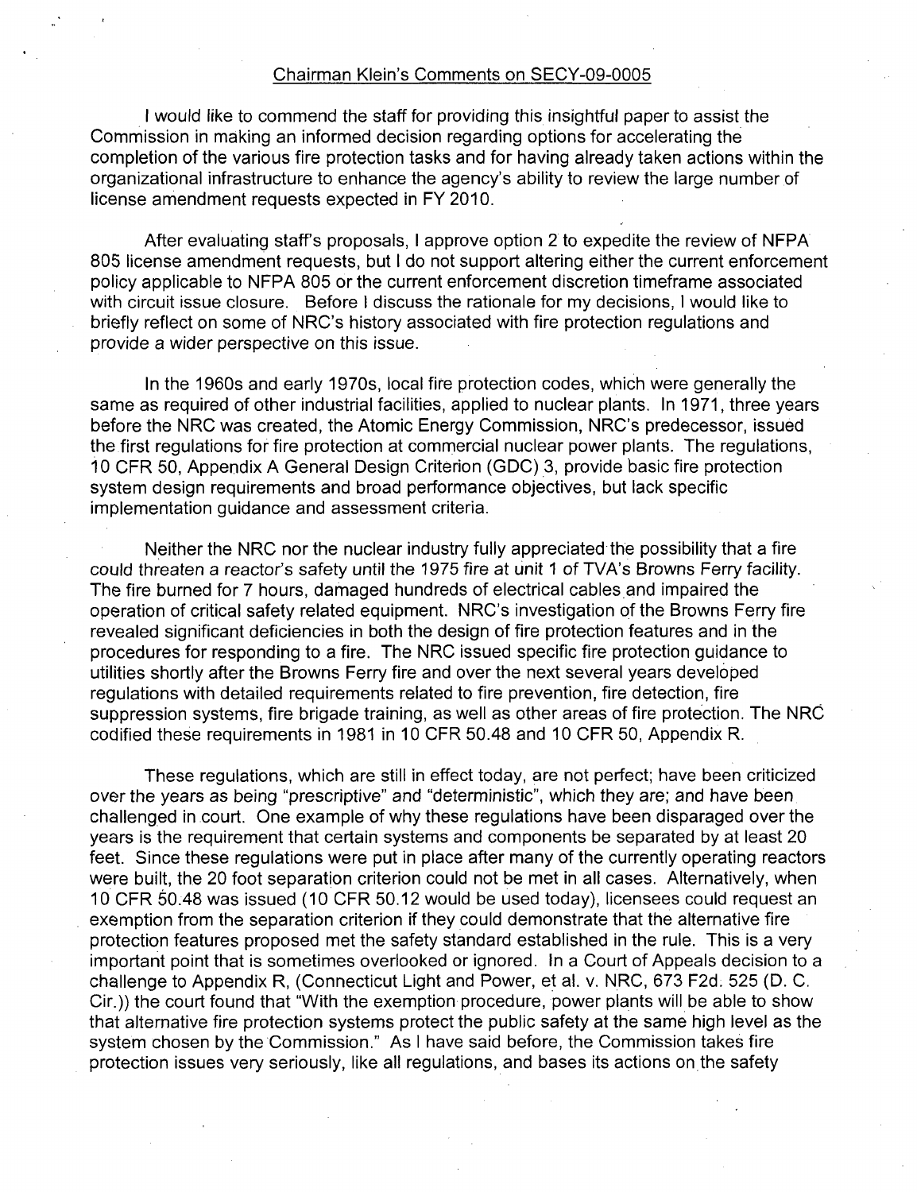Chairman Klein's Comments on SECY-09-0005

I would like to commend the staff for providing this insightful paper to assist the Commission in making an informed decision regarding options for accelerating the completion of the various fire protection tasks and for having already taken actions within the organizational infrastructure to enhance the agency's ability to review the large number of license amendment requests expected in FY 2010.

After evaluating staff's proposals, I approve option 2 to expedite the review of NFPA 805 license amendment requests, but I do not support altering either the current enforcement policy applicable to NFPA 805 or the current enforcement discretion timeframe associated with circuit issue closure. Before I discuss the rationale for my decisions, I would like to briefly reflect on some of NRC's history associated with fire protection regulations and provide a wider perspective on this issue.

In the 1960s and early 1970s, local fire protection codes, which were generally the same as required of other industrial facilities, applied to nuclear plants. In 1971, three years before the NRC was created, the Atomic Energy Commission, NRC's predecessor, issued the first regulations for fire protection at commercial nuclear power plants. The regulations, 10 CFR 50, Appendix A General Design Criterion (GDC) 3, provide basic fire protection system design requirements and broad performance objectives, but lack specific implementation guidance and assessment criteria.

Neither the NRC nor the nuclear industry fully appreciated the possibility that a fire could threaten a reactor's safety until the 1975 fire at unit 1 of TVA's Browns Ferry facility. The fire burned for 7 hours, damaged hundreds of electrical cables and impaired the operation of critical safety related equipment. NRC's investigation of the Browns Ferry fire revealed significant deficiencies in both the design of fire protection features and in the procedures for responding to a fire. The NRC issued specific fire protection guidance to utilities shortly after the Browns Ferry fire and over the next several years developed regulations with detailed requirements related to fire prevention, fire detection, fire suppression systems, fire brigade training, as well as other areas of fire protection. The NRC codified these requirements in 1981 in 10 CFR 50.48 and 10 CFR 50, Appendix R.

These regulations, which are still in effect today, are not perfect; have been criticized over the years as being "prescriptive" and "deterministic", which they are; and have been challenged in court. One example of why these regulations have been disparaged over the years is the requirement that certain systems and components be separated by at least 20 feet. Since these regulations were put in place after many of the currently operating reactors were built, the 20 foot separation criterion could not be met in all cases. Alternatively, when 10 CFR 50.48 was issued (10 CFR 50.12 would be used today), licensees could request an exemption from the separation criterion if they could demonstrate that the alternative fire protection features proposed met the safety standard established in the rule. This is a very important point that is sometimes overlooked or ignored. In a Court of Appeals decision to a challenge to Appendix R, (Connecticut Light and Power, et al. v. NRC, 673 F2d. 525 (D. C. Cir.)) the court found that "With the exemption procedure, power plants will be able to show that alternative fire protection systems protect the public safety at the same high level as the system chosen by the Commission." As I have said before, the Commission takes fire protection issues very seriously, like all regulations, and bases its actions on the safety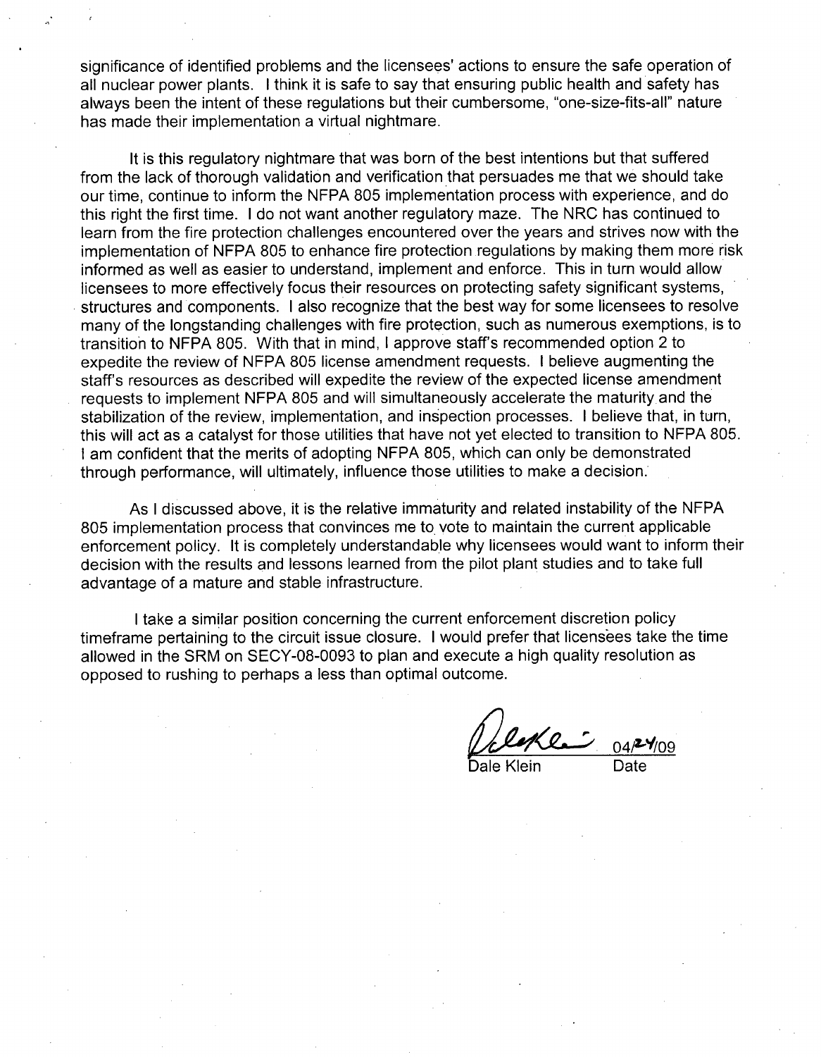significance of identified problems and the licensees' actions to ensure the safe operation of all nuclear power plants. I think it is safe to say that ensuring public health and safety has always been the intent of these regulations but their cumbersome, "one-size-fits-all" nature has made their implementation a virtual nightmare.

It is this regulatory nightmare that was born of the best intentions but that suffered from the lack of thorough validation and verification that persuades me that we should take our time, continue to inform the NFPA 805 implementation process with experience, and do this right the first time. I do not want another regulatory maze. The NRC has continued to learn from the fire protection challenges encountered over the years and strives now with the implementation of NFPA 805 to enhance fire protection regulations by making them more risk informed as well as easier to understand, implement and enforce. This in turn would allow licensees to more effectively focus their resources on protecting safety significant systems, structures and components. I also recognize that the best way for some licensees to resolve many of the longstanding challenges with fire protection, such as numerous exemptions, is to transition to NFPA 805. With that in mind, I approve staff's recommended option 2 to expedite the review of NFPA 805 license amendment requests. I believe augmenting the staff's resources as described will expedite the review of the expected license amendment requests to implement NFPA 805 and will simultaneously accelerate the maturity and the stabilization of the review, implementation, and inspection processes. I believe that, in turn, this will act as a catalyst for those utilities that have not yet elected to transition to NFPA 805. I am confident that the merits of adopting NFPA 805, which can only be demonstrated through performance, will ultimately, influence those utilities to make a decision.

As I discussed above, it is the relative immaturity and related instability of the NFPA 805 implementation process that convinces me to vote to maintain the current applicable enforcement policy. It is completely understandable why licensees would want to inform their decision with the results and lessons learned from the pilot plant studies and to take full advantage of a mature and stable infrastructure.

I take a similar position concerning the current enforcement discretion policy timeframe pertaining to the circuit issue closure. I would prefer that licensees take the time allowed in the SRM on SECY-08-0093 to plan and execute a high quality resolution as opposed to rushing to perhaps a less than optimal outcome.

Dale Klein 04/24/09

Dale Klein — Date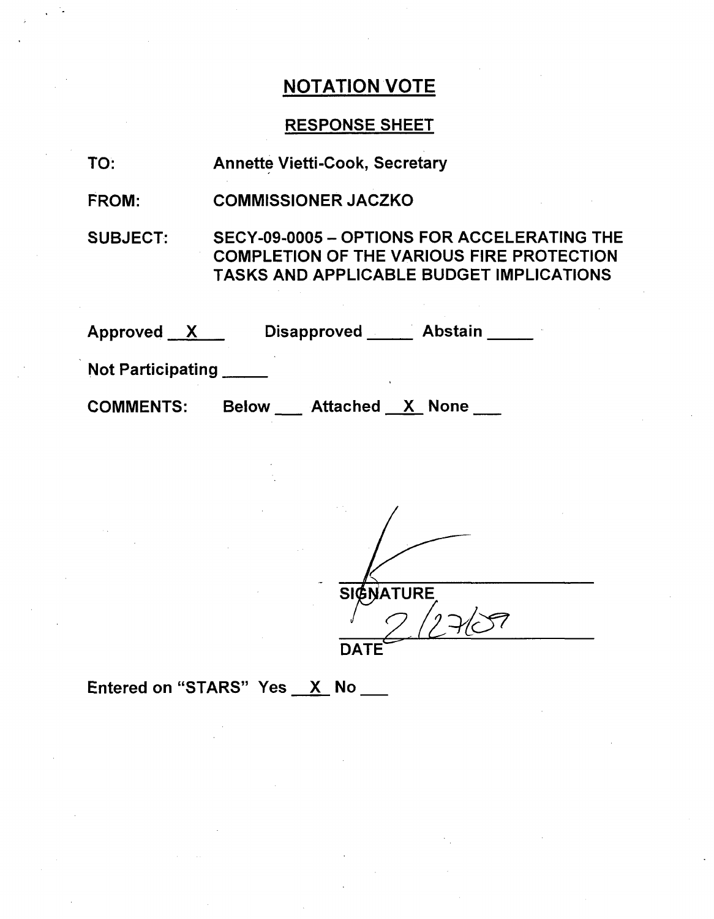# NOTATION VOTE

## RESPONSE SHEET

TO: Annette Vietti-Cook, Secretary

FROM: COMMISSIONER JACZKO

SUBJECT: SECY-09-0005 – OPTIONS FOR ACCELERATING THE COMPLETION OF THE VARIOUS FIRE PROTECTION TASKS AND APPLICABLE BUDGET IMPLICATIONS

Approved __X__ Disapproved _____ Abstain _____

Not Participating _____

COMMENTS: Below ___ Attached __X__ None ___

SIGNATURE

2/27/09

DATE

Entered on "STARS" Yes __X__ No ___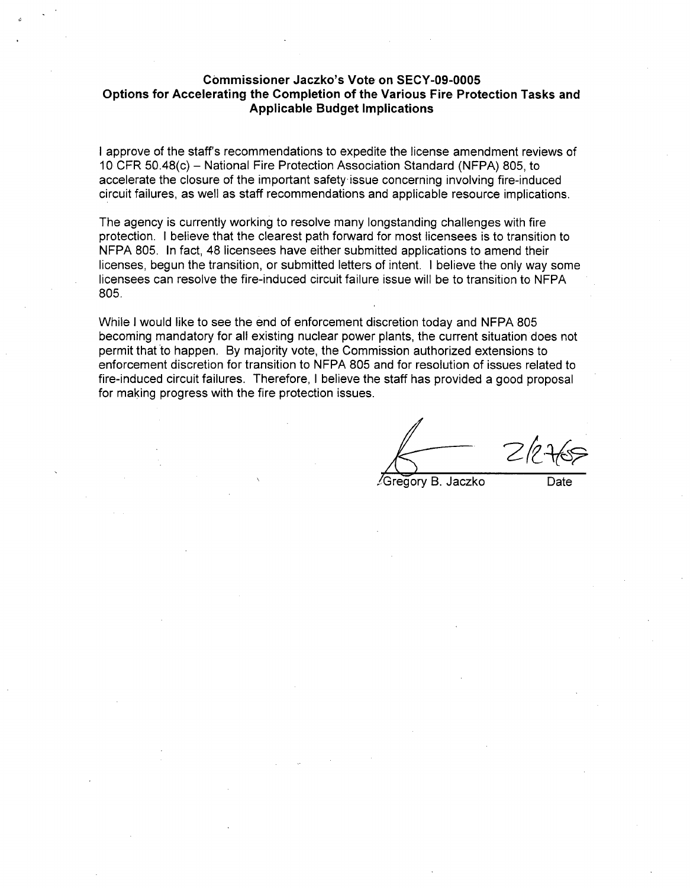**Commissioner Jaczko's Vote on SECY-09-0005**
**Options for Accelerating the Completion of the Various Fire Protection Tasks and Applicable Budget Implications**

I approve of the staff's recommendations to expedite the license amendment reviews of 10 CFR 50.48(c) – National Fire Protection Association Standard (NFPA) 805, to accelerate the closure of the important safety issue concerning involving fire-induced circuit failures, as well as staff recommendations and applicable resource implications.

The agency is currently working to resolve many longstanding challenges with fire protection. I believe that the clearest path forward for most licensees is to transition to NFPA 805. In fact, 48 licensees have either submitted applications to amend their licenses, begun the transition, or submitted letters of intent. I believe the only way some licensees can resolve the fire-induced circuit failure issue will be to transition to NFPA 805.

While I would like to see the end of enforcement discretion today and NFPA 805 becoming mandatory for all existing nuclear power plants, the current situation does not permit that to happen. By majority vote, the Commission authorized extensions to enforcement discretion for transition to NFPA 805 and for resolution of issues related to fire-induced circuit failures. Therefore, I believe the staff has provided a good proposal for making progress with the fire protection issues.

Gregory B. Jaczko — 2/27/09
Date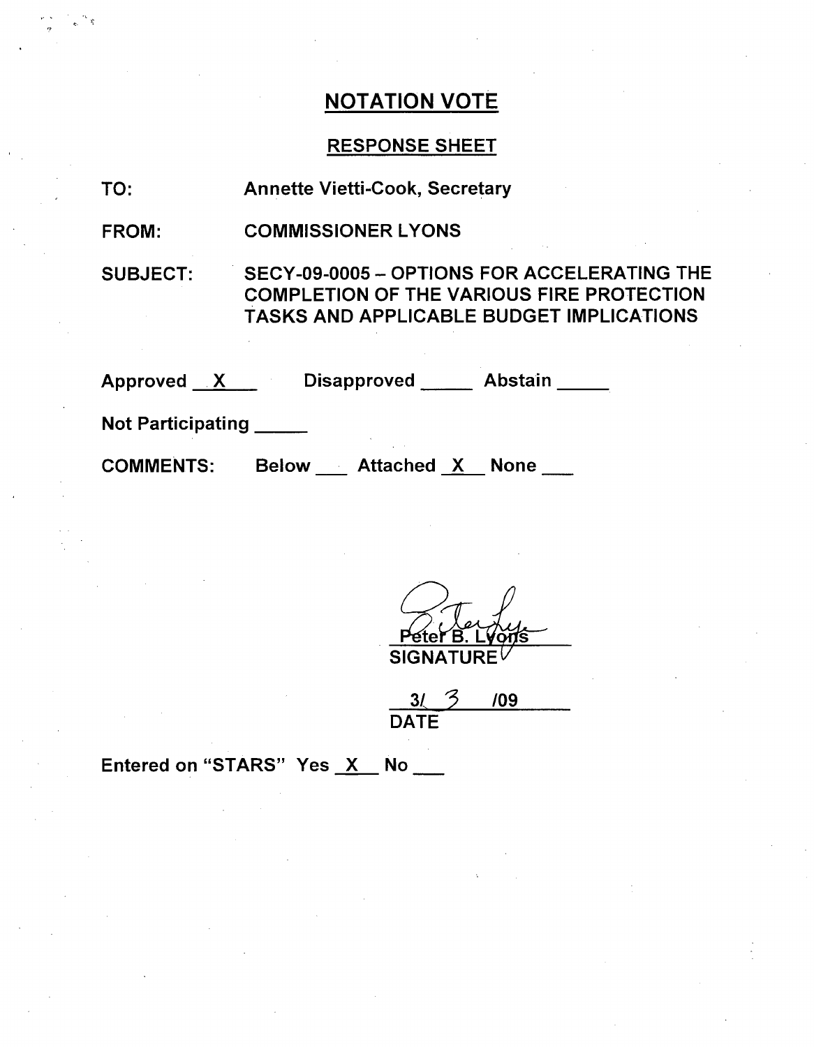# NOTATION VOTE

## RESPONSE SHEET

TO: Annette Vietti-Cook, Secretary

FROM: COMMISSIONER LYONS

SUBJECT: SECY-09-0005 – OPTIONS FOR ACCELERATING THE COMPLETION OF THE VARIOUS FIRE PROTECTION TASKS AND APPLICABLE BUDGET IMPLICATIONS

Approved X Disapproved _____ Abstain _____

Not Participating _____

COMMENTS: Below ___ Attached X None ___

Peter B. Lyons
SIGNATURE

3/ 3 /09
DATE

Entered on "STARS" Yes X No ___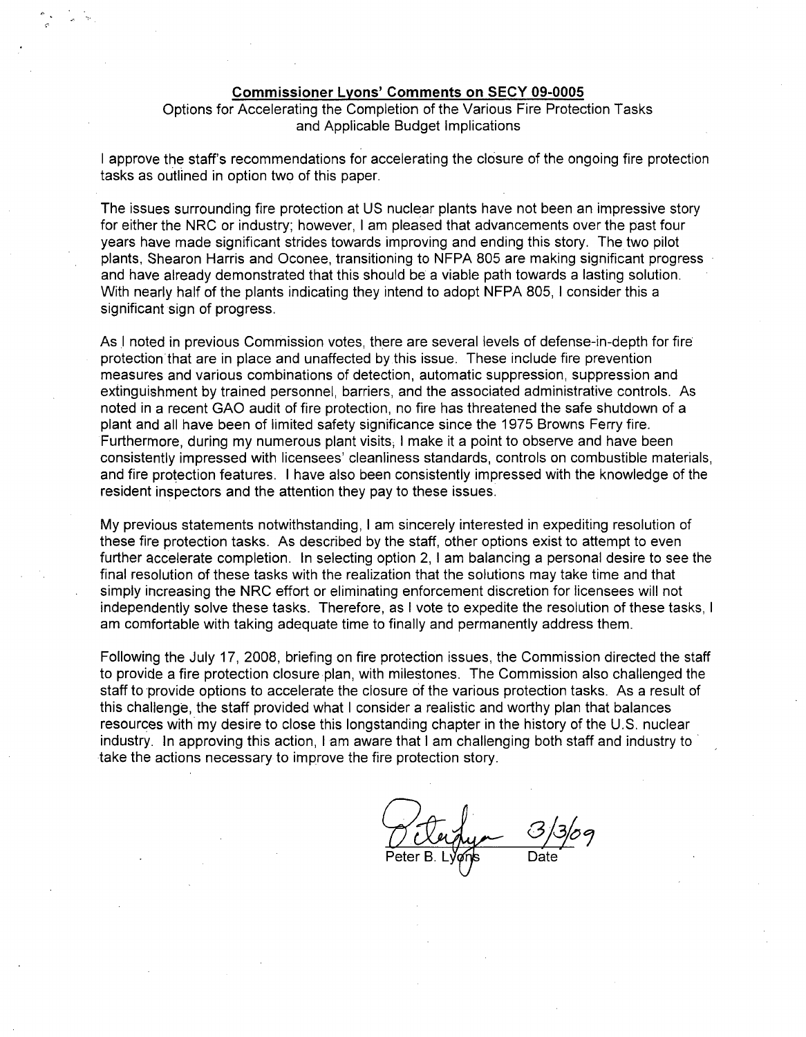**Commissioner Lyons' Comments on SECY 09-0005**

Options for Accelerating the Completion of the Various Fire Protection Tasks and Applicable Budget Implications

I approve the staff's recommendations for accelerating the closure of the ongoing fire protection tasks as outlined in option two of this paper.

The issues surrounding fire protection at US nuclear plants have not been an impressive story for either the NRC or industry; however, I am pleased that advancements over the past four years have made significant strides towards improving and ending this story. The two pilot plants, Shearon Harris and Oconee, transitioning to NFPA 805 are making significant progress and have already demonstrated that this should be a viable path towards a lasting solution. With nearly half of the plants indicating they intend to adopt NFPA 805, I consider this a significant sign of progress.

As I noted in previous Commission votes, there are several levels of defense-in-depth for fire protection that are in place and unaffected by this issue. These include fire prevention measures and various combinations of detection, automatic suppression, suppression and extinguishment by trained personnel, barriers, and the associated administrative controls. As noted in a recent GAO audit of fire protection, no fire has threatened the safe shutdown of a plant and all have been of limited safety significance since the 1975 Browns Ferry fire. Furthermore, during my numerous plant visits, I make it a point to observe and have been consistently impressed with licensees' cleanliness standards, controls on combustible materials, and fire protection features. I have also been consistently impressed with the knowledge of the resident inspectors and the attention they pay to these issues.

My previous statements notwithstanding, I am sincerely interested in expediting resolution of these fire protection tasks. As described by the staff, other options exist to attempt to even further accelerate completion. In selecting option 2, I am balancing a personal desire to see the final resolution of these tasks with the realization that the solutions may take time and that simply increasing the NRC effort or eliminating enforcement discretion for licensees will not independently solve these tasks. Therefore, as I vote to expedite the resolution of these tasks, I am comfortable with taking adequate time to finally and permanently address them.

Following the July 17, 2008, briefing on fire protection issues, the Commission directed the staff to provide a fire protection closure plan, with milestones. The Commission also challenged the staff to provide options to accelerate the closure of the various protection tasks. As a result of this challenge, the staff provided what I consider a realistic and worthy plan that balances resources with my desire to close this longstanding chapter in the history of the U.S. nuclear industry. In approving this action, I am aware that I am challenging both staff and industry to take the actions necessary to improve the fire protection story.

Peter B. Lyons 3/3/09

Peter B. Lyons Date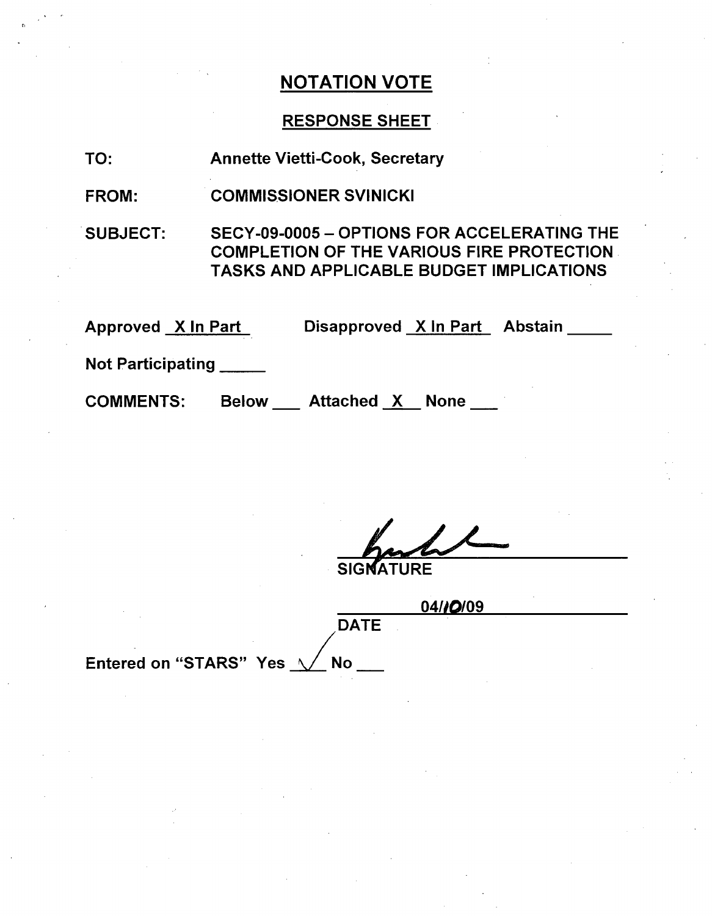# NOTATION VOTE

## RESPONSE SHEET

TO: Annette Vietti-Cook, Secretary

FROM: COMMISSIONER SVINICKI

SUBJECT: SECY-09-0005 – OPTIONS FOR ACCELERATING THE COMPLETION OF THE VARIOUS FIRE PROTECTION TASKS AND APPLICABLE BUDGET IMPLICATIONS

Approved X In Part     Disapproved X In Part     Abstain _____

Not Participating _____

COMMENTS:     Below ___     Attached X     None ___

SIGNATURE

04/10/09

DATE

Entered on "STARS" Yes ✓ No ___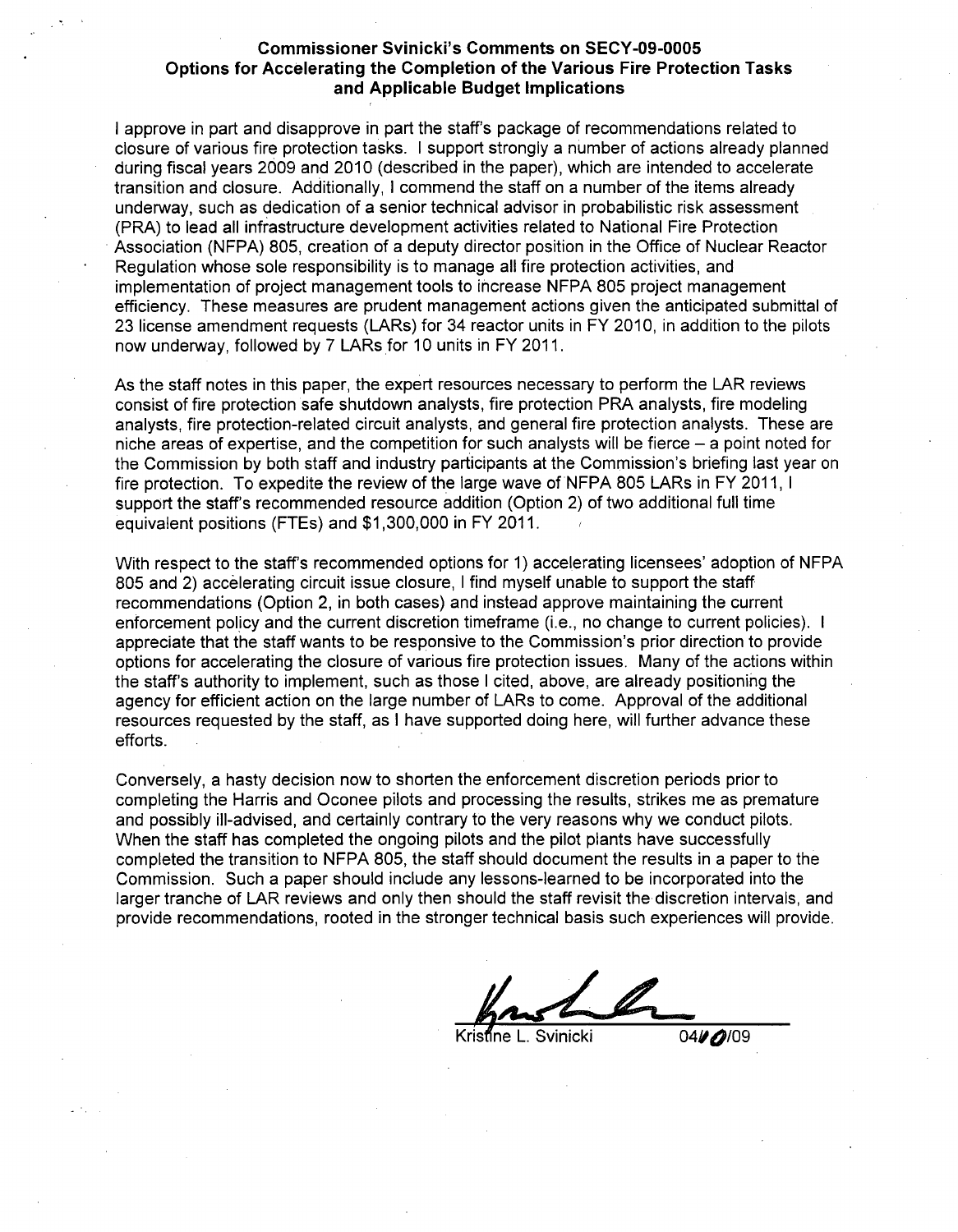**Commissioner Svinicki's Comments on SECY-09-0005**
**Options for Accelerating the Completion of the Various Fire Protection Tasks and Applicable Budget Implications**

I approve in part and disapprove in part the staff's package of recommendations related to closure of various fire protection tasks. I support strongly a number of actions already planned during fiscal years 2009 and 2010 (described in the paper), which are intended to accelerate transition and closure. Additionally, I commend the staff on a number of the items already underway, such as dedication of a senior technical advisor in probabilistic risk assessment (PRA) to lead all infrastructure development activities related to National Fire Protection Association (NFPA) 805, creation of a deputy director position in the Office of Nuclear Reactor Regulation whose sole responsibility is to manage all fire protection activities, and implementation of project management tools to increase NFPA 805 project management efficiency. These measures are prudent management actions given the anticipated submittal of 23 license amendment requests (LARs) for 34 reactor units in FY 2010, in addition to the pilots now underway, followed by 7 LARs for 10 units in FY 2011.

As the staff notes in this paper, the expert resources necessary to perform the LAR reviews consist of fire protection safe shutdown analysts, fire protection PRA analysts, fire modeling analysts, fire protection-related circuit analysts, and general fire protection analysts. These are niche areas of expertise, and the competition for such analysts will be fierce – a point noted for the Commission by both staff and industry participants at the Commission's briefing last year on fire protection. To expedite the review of the large wave of NFPA 805 LARs in FY 2011, I support the staff's recommended resource addition (Option 2) of two additional full time equivalent positions (FTEs) and $1,300,000 in FY 2011.

With respect to the staff's recommended options for 1) accelerating licensees' adoption of NFPA 805 and 2) accelerating circuit issue closure, I find myself unable to support the staff recommendations (Option 2, in both cases) and instead approve maintaining the current enforcement policy and the current discretion timeframe (i.e., no change to current policies). I appreciate that the staff wants to be responsive to the Commission's prior direction to provide options for accelerating the closure of various fire protection issues. Many of the actions within the staff's authority to implement, such as those I cited, above, are already positioning the agency for efficient action on the large number of LARs to come. Approval of the additional resources requested by the staff, as I have supported doing here, will further advance these efforts.

Conversely, a hasty decision now to shorten the enforcement discretion periods prior to completing the Harris and Oconee pilots and processing the results, strikes me as premature and possibly ill-advised, and certainly contrary to the very reasons why we conduct pilots. When the staff has completed the ongoing pilots and the pilot plants have successfully completed the transition to NFPA 805, the staff should document the results in a paper to the Commission. Such a paper should include any lessons-learned to be incorporated into the larger tranche of LAR reviews and only then should the staff revisit the discretion intervals, and provide recommendations, rooted in the stronger technical basis such experiences will provide.

Kristine L. Svinicki 04/10/09